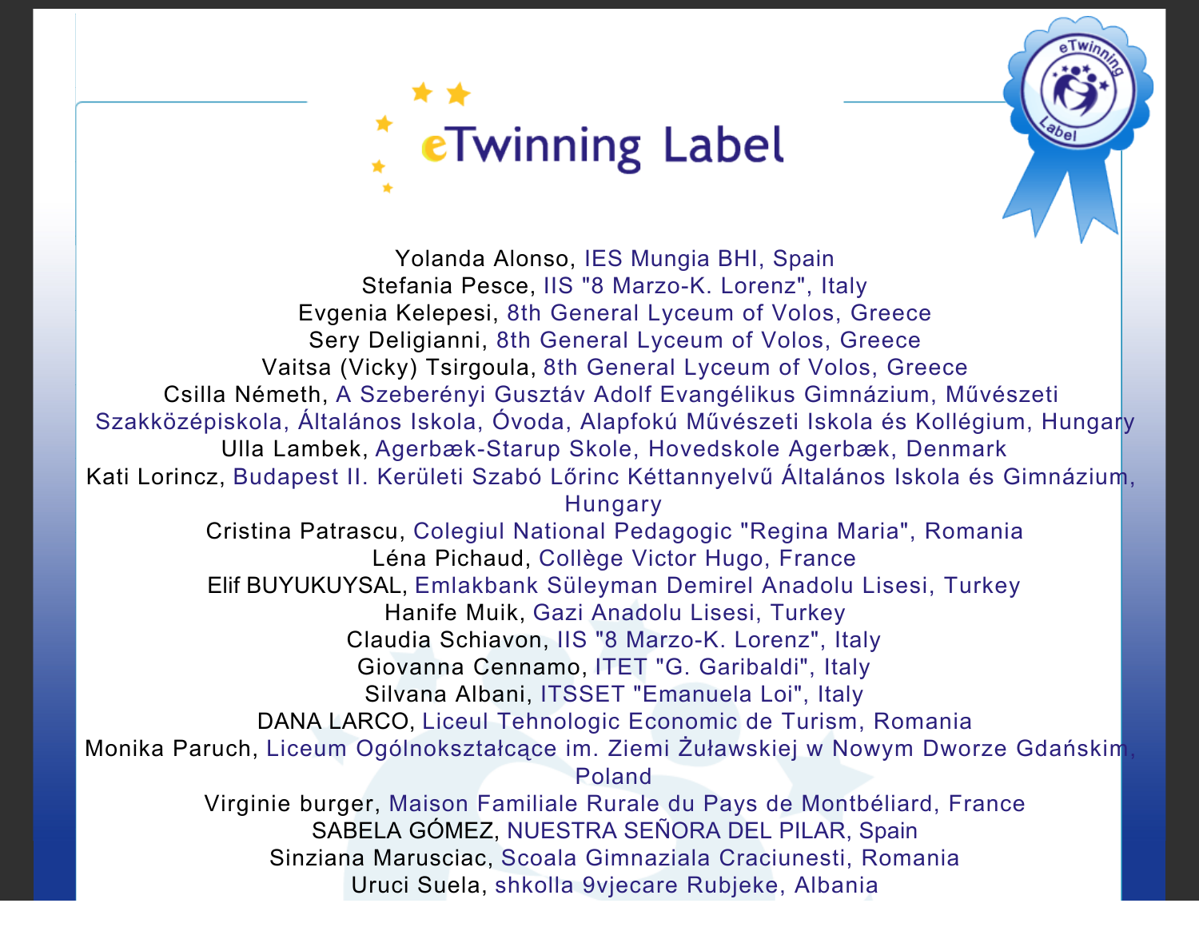# eTwinning Label

Yolanda Alonso, IES Mungia BHI, Spain
Stefania Pesce, IIS "8 Marzo-K. Lorenz", Italy
Evgenia Kelepesi, 8th General Lyceum of Volos, Greece
Sery Deligianni, 8th General Lyceum of Volos, Greece
Vaitsa (Vicky) Tsirgoula, 8th General Lyceum of Volos, Greece
Csilla Németh, A Szeberényi Gusztáv Adolf Evangélikus Gimnázium, Művészeti Szakközépiskola, Általános Iskola, Óvoda, Alapfokú Művészeti Iskola és Kollégium, Hungary
Ulla Lambek, Agerbæk-Starup Skole, Hovedskole Agerbæk, Denmark
Kati Lorincz, Budapest II. Kerületi Szabó Lőrinc Kéttannyelvű Általános Iskola és Gimnázium, Hungary
Cristina Patrascu, Colegiul National Pedagogic "Regina Maria", Romania
Léna Pichaud, Collège Victor Hugo, France
Elif BUYUKUYSAL, Emlakbank Süleyman Demirel Anadolu Lisesi, Turkey
Hanife Muik, Gazi Anadolu Lisesi, Turkey
Claudia Schiavon, IIS "8 Marzo-K. Lorenz", Italy
Giovanna Cennamo, ITET "G. Garibaldi", Italy
Silvana Albani, ITSSET "Emanuela Loi", Italy
DANA LARCO, Liceul Tehnologic Economic de Turism, Romania
Monika Paruch, Liceum Ogólnokształcące im. Ziemi Żuławskiej w Nowym Dworze Gdańskim, Poland
Virginie burger, Maison Familiale Rurale du Pays de Montbéliard, France
SABELA GÓMEZ, NUESTRA SEÑORA DEL PILAR, Spain
Sinziana Marusciac, Scoala Gimnaziala Craciunesti, Romania
Uruci Suela, shkolla 9vjecare Rubjeke, Albania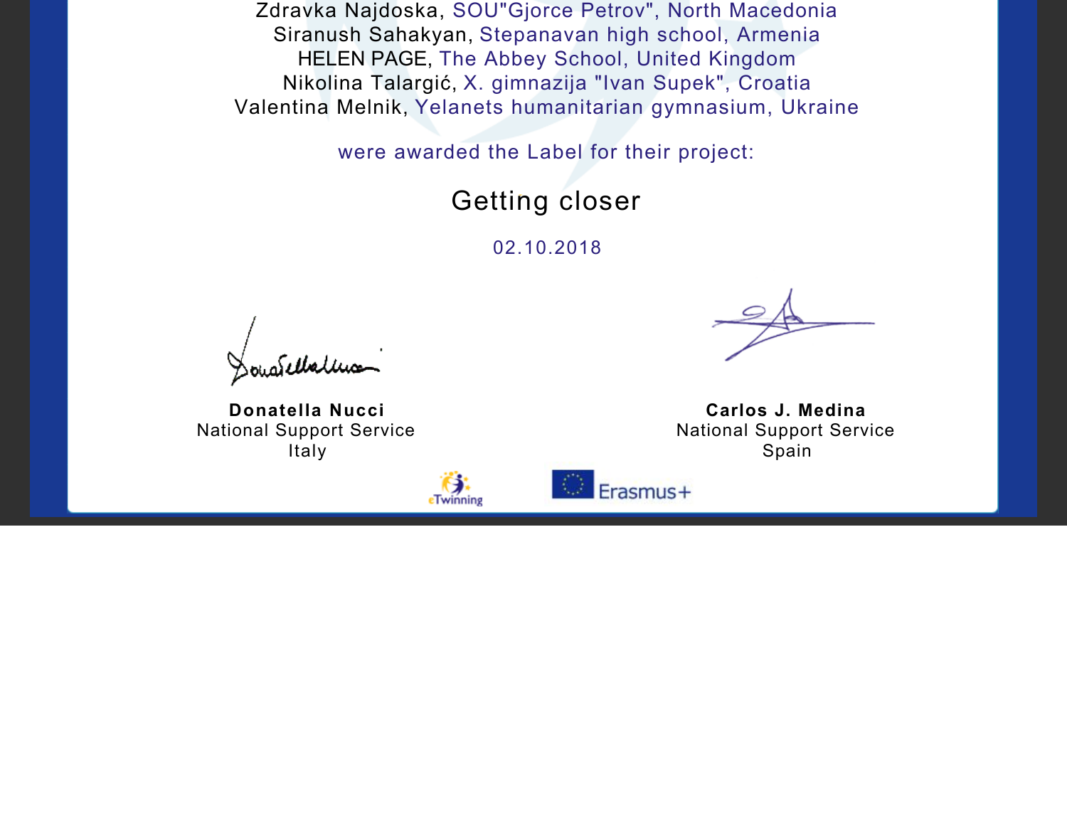Zdravka Najdoska, SOU"Gjorce Petrov", North Macedonia
Siranush Sahakyan, Stepanavan high school, Armenia
HELEN PAGE, The Abbey School, United Kingdom
Nikolina Talargić, X. gimnazija "Ivan Supek", Croatia
Valentina Melnik, Yelanets humanitarian gymnasium, Ukraine

were awarded the Label for their project:

Getting closer

02.10.2018

**Donatella Nucci**
National Support Service
Italy

**Carlos J. Medina**
National Support Service
Spain

eTwinning

Erasmus+